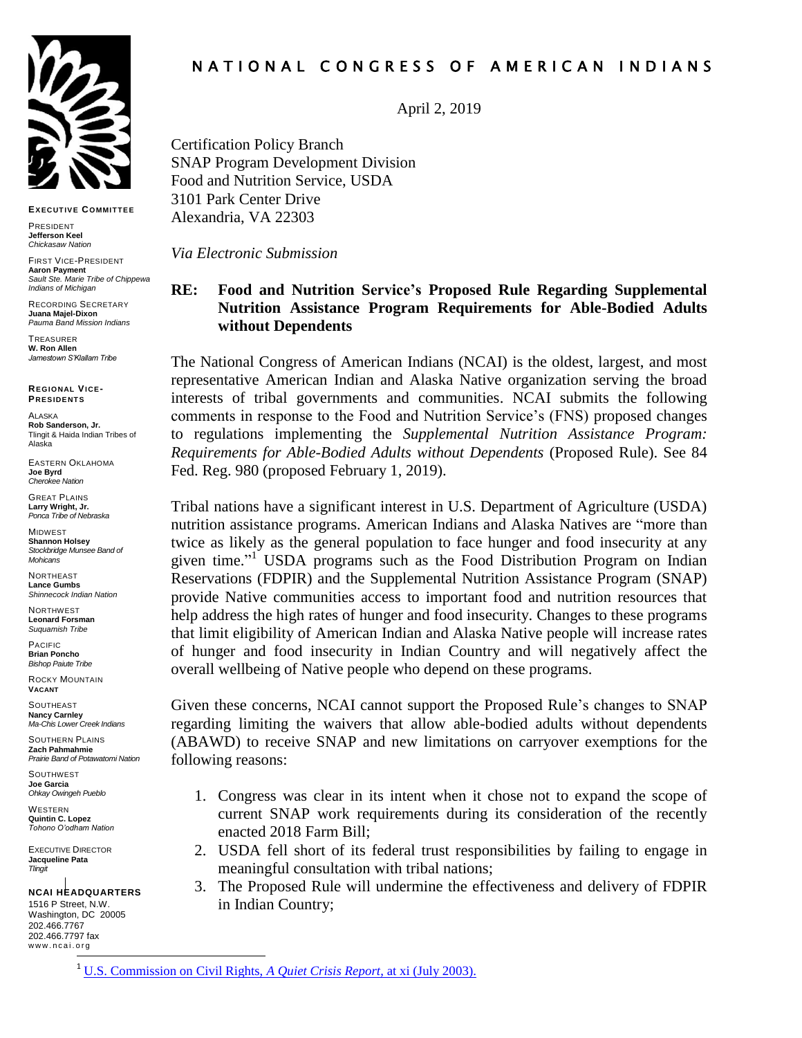# NATIONAL CONGRESS OF AMERICAN INDIANS

**EXECUTIVE COMMITTEE**

PRESIDENT
**Jefferson Keel**
*Chickasaw Nation*

FIRST VICE-PRESIDENT
**Aaron Payment**
*Sault Ste. Marie Tribe of Chippewa Indians of Michigan*

RECORDING SECRETARY
**Juana Majel-Dixon**
*Pauma Band Mission Indians*

TREASURER
**W. Ron Allen**
*Jamestown S'Klallam Tribe*

**REGIONAL VICE-PRESIDENTS**

ALASKA
**Rob Sanderson, Jr.**
Tlingit & Haida Indian Tribes of Alaska

EASTERN OKLAHOMA
**Joe Byrd**
*Cherokee Nation*

GREAT PLAINS
**Larry Wright, Jr.**
*Ponca Tribe of Nebraska*

MIDWEST
**Shannon Holsey**
*Stockbridge Munsee Band of Mohicans*

NORTHEAST
**Lance Gumbs**
*Shinnecock Indian Nation*

NORTHWEST
**Leonard Forsman**
*Suquamish Tribe*

PACIFIC
**Brian Poncho**
*Bishop Paiute Tribe*

ROCKY MOUNTAIN
**VACANT**

SOUTHEAST
**Nancy Carnley**
*Ma-Chis Lower Creek Indians*

SOUTHERN PLAINS
**Zach Pahmahmie**
*Prairie Band of Potawatomi Nation*

SOUTHWEST
**Joe Garcia**
*Ohkay Owingeh Pueblo*

WESTERN
**Quintin C. Lopez**
*Tohono O'odham Nation*

EXECUTIVE DIRECTOR
**Jacqueline Pata**
*Tlingit*

**NCAI HEADQUARTERS**
1516 P Street, N.W.
Washington, DC 20005
202.466.7767
202.466.7797 fax
www.ncai.org

April 2, 2019

Certification Policy Branch
SNAP Program Development Division
Food and Nutrition Service, USDA
3101 Park Center Drive
Alexandria, VA 22303

*Via Electronic Submission*

**RE: Food and Nutrition Service's Proposed Rule Regarding Supplemental Nutrition Assistance Program Requirements for Able-Bodied Adults without Dependents**

The National Congress of American Indians (NCAI) is the oldest, largest, and most representative American Indian and Alaska Native organization serving the broad interests of tribal governments and communities. NCAI submits the following comments in response to the Food and Nutrition Service's (FNS) proposed changes to regulations implementing the *Supplemental Nutrition Assistance Program: Requirements for Able-Bodied Adults without Dependents* (Proposed Rule). See 84 Fed. Reg. 980 (proposed February 1, 2019).

Tribal nations have a significant interest in U.S. Department of Agriculture (USDA) nutrition assistance programs. American Indians and Alaska Natives are "more than twice as likely as the general population to face hunger and food insecurity at any given time."[1] USDA programs such as the Food Distribution Program on Indian Reservations (FDPIR) and the Supplemental Nutrition Assistance Program (SNAP) provide Native communities access to important food and nutrition resources that help address the high rates of hunger and food insecurity. Changes to these programs that limit eligibility of American Indian and Alaska Native people will increase rates of hunger and food insecurity in Indian Country and will negatively affect the overall wellbeing of Native people who depend on these programs.

Given these concerns, NCAI cannot support the Proposed Rule's changes to SNAP regarding limiting the waivers that allow able-bodied adults without dependents (ABAWD) to receive SNAP and new limitations on carryover exemptions for the following reasons:

1. Congress was clear in its intent when it chose not to expand the scope of current SNAP work requirements during its consideration of the recently enacted 2018 Farm Bill;
2. USDA fell short of its federal trust responsibilities by failing to engage in meaningful consultation with tribal nations;
3. The Proposed Rule will undermine the effectiveness and delivery of FDPIR in Indian Country;

---

[1] U.S. Commission on Civil Rights, *A Quiet Crisis Report*, at xi (July 2003).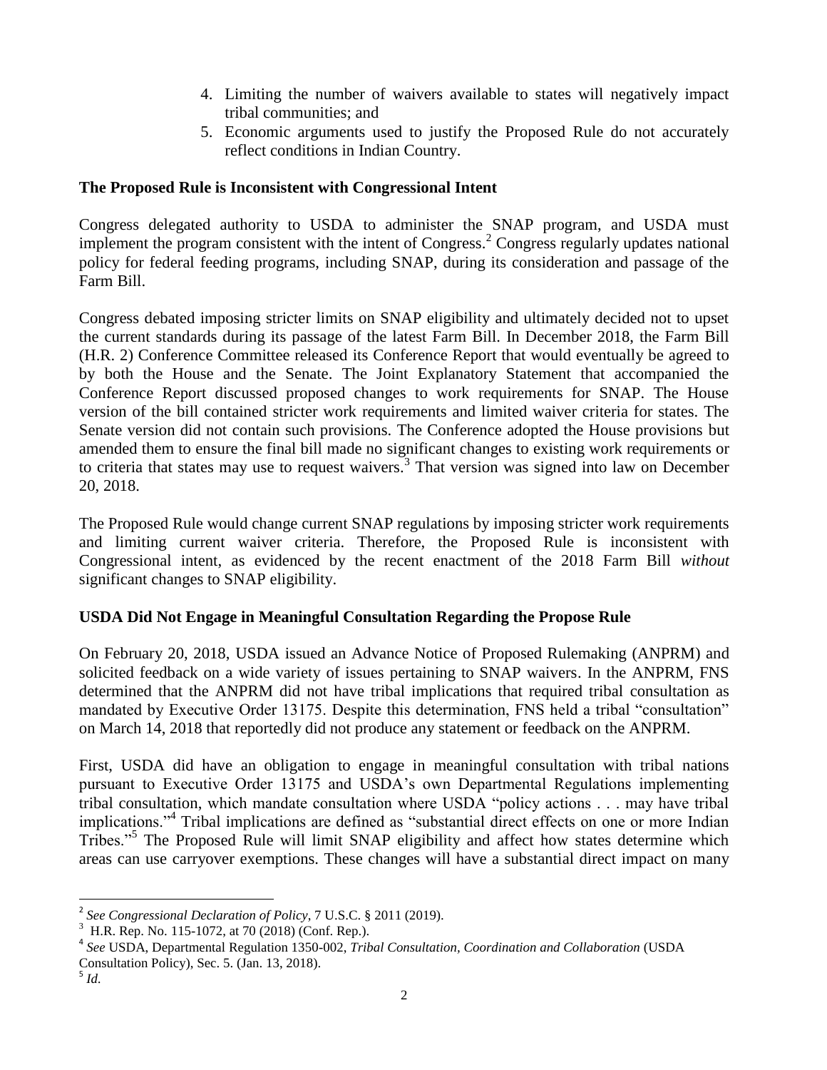4. Limiting the number of waivers available to states will negatively impact tribal communities; and
5. Economic arguments used to justify the Proposed Rule do not accurately reflect conditions in Indian Country.

**The Proposed Rule is Inconsistent with Congressional Intent**

Congress delegated authority to USDA to administer the SNAP program, and USDA must implement the program consistent with the intent of Congress.[2] Congress regularly updates national policy for federal feeding programs, including SNAP, during its consideration and passage of the Farm Bill.

Congress debated imposing stricter limits on SNAP eligibility and ultimately decided not to upset the current standards during its passage of the latest Farm Bill. In December 2018, the Farm Bill (H.R. 2) Conference Committee released its Conference Report that would eventually be agreed to by both the House and the Senate. The Joint Explanatory Statement that accompanied the Conference Report discussed proposed changes to work requirements for SNAP. The House version of the bill contained stricter work requirements and limited waiver criteria for states. The Senate version did not contain such provisions. The Conference adopted the House provisions but amended them to ensure the final bill made no significant changes to existing work requirements or to criteria that states may use to request waivers.[3] That version was signed into law on December 20, 2018.

The Proposed Rule would change current SNAP regulations by imposing stricter work requirements and limiting current waiver criteria. Therefore, the Proposed Rule is inconsistent with Congressional intent, as evidenced by the recent enactment of the 2018 Farm Bill *without* significant changes to SNAP eligibility.

**USDA Did Not Engage in Meaningful Consultation Regarding the Propose Rule**

On February 20, 2018, USDA issued an Advance Notice of Proposed Rulemaking (ANPRM) and solicited feedback on a wide variety of issues pertaining to SNAP waivers. In the ANPRM, FNS determined that the ANPRM did not have tribal implications that required tribal consultation as mandated by Executive Order 13175. Despite this determination, FNS held a tribal "consultation" on March 14, 2018 that reportedly did not produce any statement or feedback on the ANPRM.

First, USDA did have an obligation to engage in meaningful consultation with tribal nations pursuant to Executive Order 13175 and USDA's own Departmental Regulations implementing tribal consultation, which mandate consultation where USDA "policy actions . . . may have tribal implications."[4] Tribal implications are defined as "substantial direct effects on one or more Indian Tribes."[5] The Proposed Rule will limit SNAP eligibility and affect how states determine which areas can use carryover exemptions. These changes will have a substantial direct impact on many

---

[2] *See Congressional Declaration of Policy*, 7 U.S.C. § 2011 (2019).

[3] H.R. Rep. No. 115-1072, at 70 (2018) (Conf. Rep.).

[4] *See* USDA, Departmental Regulation 1350-002, *Tribal Consultation, Coordination and Collaboration* (USDA Consultation Policy), Sec. 5. (Jan. 13, 2018).

[5] *Id.*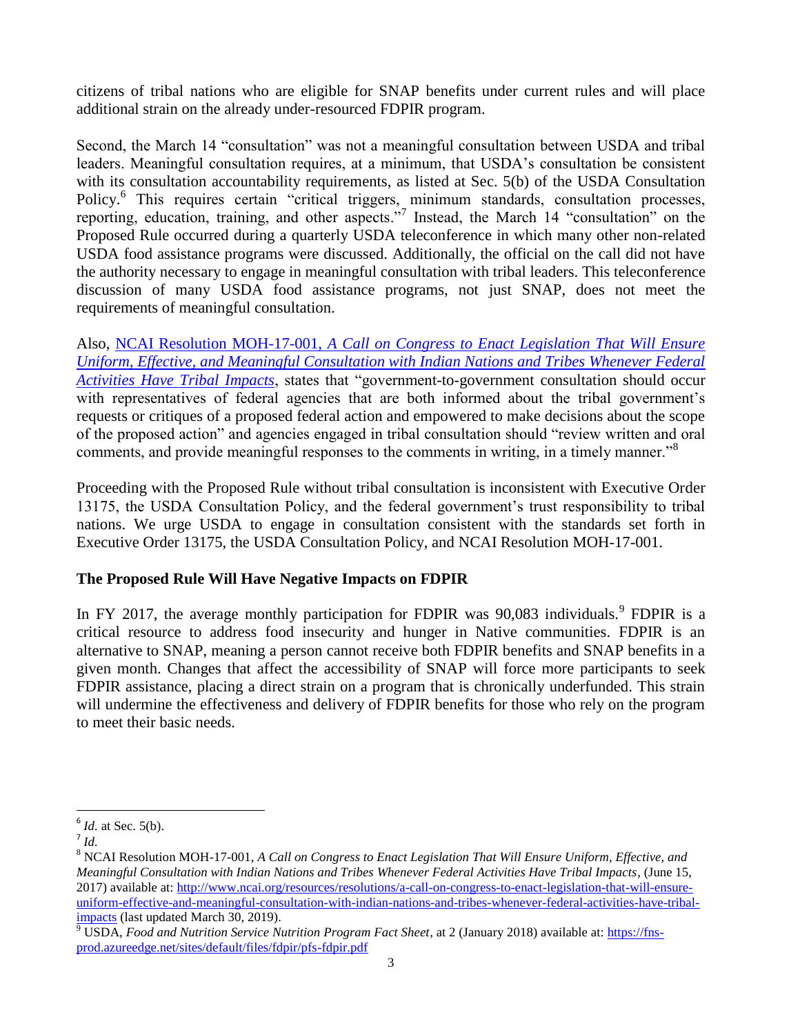citizens of tribal nations who are eligible for SNAP benefits under current rules and will place additional strain on the already under-resourced FDPIR program.

Second, the March 14 "consultation" was not a meaningful consultation between USDA and tribal leaders. Meaningful consultation requires, at a minimum, that USDA's consultation be consistent with its consultation accountability requirements, as listed at Sec. 5(b) of the USDA Consultation Policy.[6] This requires certain "critical triggers, minimum standards, consultation processes, reporting, education, training, and other aspects."[7] Instead, the March 14 "consultation" on the Proposed Rule occurred during a quarterly USDA teleconference in which many other non-related USDA food assistance programs were discussed. Additionally, the official on the call did not have the authority necessary to engage in meaningful consultation with tribal leaders. This teleconference discussion of many USDA food assistance programs, not just SNAP, does not meet the requirements of meaningful consultation.

Also, NCAI Resolution MOH-17-001, *A Call on Congress to Enact Legislation That Will Ensure Uniform, Effective, and Meaningful Consultation with Indian Nations and Tribes Whenever Federal Activities Have Tribal Impacts*, states that "government-to-government consultation should occur with representatives of federal agencies that are both informed about the tribal government's requests or critiques of a proposed federal action and empowered to make decisions about the scope of the proposed action" and agencies engaged in tribal consultation should "review written and oral comments, and provide meaningful responses to the comments in writing, in a timely manner."[8]

Proceeding with the Proposed Rule without tribal consultation is inconsistent with Executive Order 13175, the USDA Consultation Policy, and the federal government's trust responsibility to tribal nations. We urge USDA to engage in consultation consistent with the standards set forth in Executive Order 13175, the USDA Consultation Policy, and NCAI Resolution MOH-17-001.

**The Proposed Rule Will Have Negative Impacts on FDPIR**

In FY 2017, the average monthly participation for FDPIR was 90,083 individuals.[9] FDPIR is a critical resource to address food insecurity and hunger in Native communities. FDPIR is an alternative to SNAP, meaning a person cannot receive both FDPIR benefits and SNAP benefits in a given month. Changes that affect the accessibility of SNAP will force more participants to seek FDPIR assistance, placing a direct strain on a program that is chronically underfunded. This strain will undermine the effectiveness and delivery of FDPIR benefits for those who rely on the program to meet their basic needs.

---

[6] *Id.* at Sec. 5(b).

[7] *Id.*

[8] NCAI Resolution MOH-17-001, *A Call on Congress to Enact Legislation That Will Ensure Uniform, Effective, and Meaningful Consultation with Indian Nations and Tribes Whenever Federal Activities Have Tribal Impacts*, (June 15, 2017) available at: http://www.ncai.org/resources/resolutions/a-call-on-congress-to-enact-legislation-that-will-ensure-uniform-effective-and-meaningful-consultation-with-indian-nations-and-tribes-whenever-federal-activities-have-tribal-impacts (last updated March 30, 2019).

[9] USDA, *Food and Nutrition Service Nutrition Program Fact Sheet*, at 2 (January 2018) available at: https://fns-prod.azureedge.net/sites/default/files/fdpir/pfs-fdpir.pdf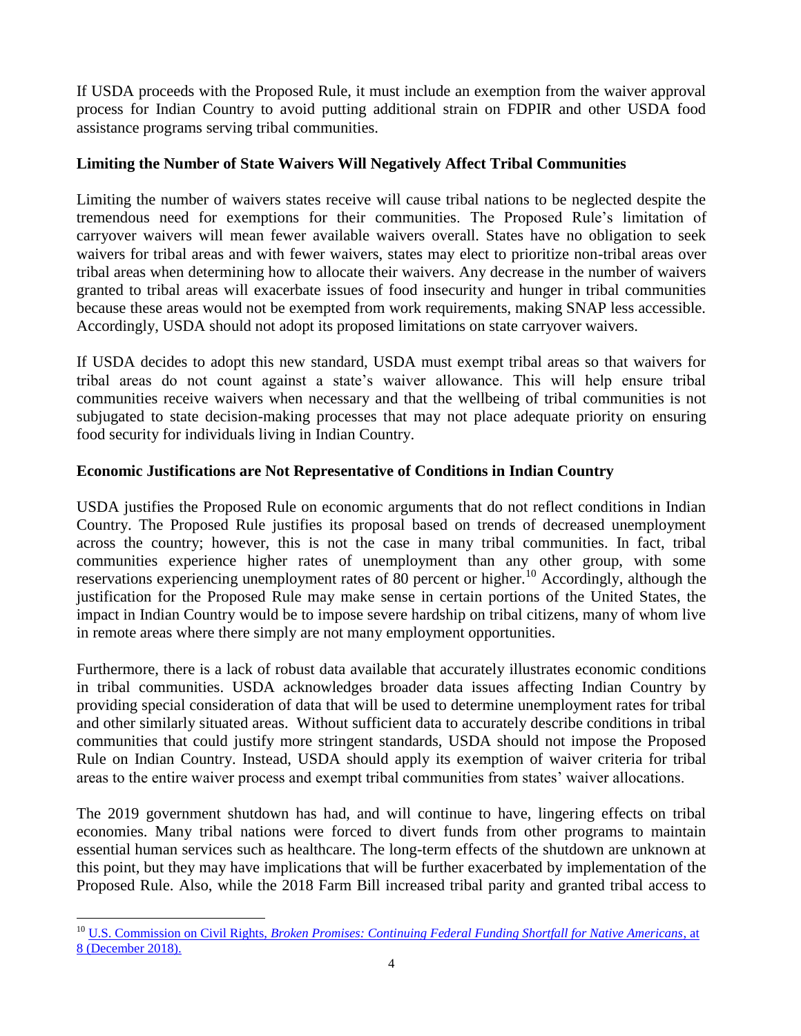If USDA proceeds with the Proposed Rule, it must include an exemption from the waiver approval process for Indian Country to avoid putting additional strain on FDPIR and other USDA food assistance programs serving tribal communities.

**Limiting the Number of State Waivers Will Negatively Affect Tribal Communities**

Limiting the number of waivers states receive will cause tribal nations to be neglected despite the tremendous need for exemptions for their communities. The Proposed Rule's limitation of carryover waivers will mean fewer available waivers overall. States have no obligation to seek waivers for tribal areas and with fewer waivers, states may elect to prioritize non-tribal areas over tribal areas when determining how to allocate their waivers. Any decrease in the number of waivers granted to tribal areas will exacerbate issues of food insecurity and hunger in tribal communities because these areas would not be exempted from work requirements, making SNAP less accessible. Accordingly, USDA should not adopt its proposed limitations on state carryover waivers.

If USDA decides to adopt this new standard, USDA must exempt tribal areas so that waivers for tribal areas do not count against a state's waiver allowance. This will help ensure tribal communities receive waivers when necessary and that the wellbeing of tribal communities is not subjugated to state decision-making processes that may not place adequate priority on ensuring food security for individuals living in Indian Country.

**Economic Justifications are Not Representative of Conditions in Indian Country**

USDA justifies the Proposed Rule on economic arguments that do not reflect conditions in Indian Country. The Proposed Rule justifies its proposal based on trends of decreased unemployment across the country; however, this is not the case in many tribal communities. In fact, tribal communities experience higher rates of unemployment than any other group, with some reservations experiencing unemployment rates of 80 percent or higher.[10] Accordingly, although the justification for the Proposed Rule may make sense in certain portions of the United States, the impact in Indian Country would be to impose severe hardship on tribal citizens, many of whom live in remote areas where there simply are not many employment opportunities.

Furthermore, there is a lack of robust data available that accurately illustrates economic conditions in tribal communities. USDA acknowledges broader data issues affecting Indian Country by providing special consideration of data that will be used to determine unemployment rates for tribal and other similarly situated areas. Without sufficient data to accurately describe conditions in tribal communities that could justify more stringent standards, USDA should not impose the Proposed Rule on Indian Country. Instead, USDA should apply its exemption of waiver criteria for tribal areas to the entire waiver process and exempt tribal communities from states' waiver allocations.

The 2019 government shutdown has had, and will continue to have, lingering effects on tribal economies. Many tribal nations were forced to divert funds from other programs to maintain essential human services such as healthcare. The long-term effects of the shutdown are unknown at this point, but they may have implications that will be further exacerbated by implementation of the Proposed Rule. Also, while the 2018 Farm Bill increased tribal parity and granted tribal access to

---

[10] U.S. Commission on Civil Rights, *Broken Promises: Continuing Federal Funding Shortfall for Native Americans*, at 8 (December 2018).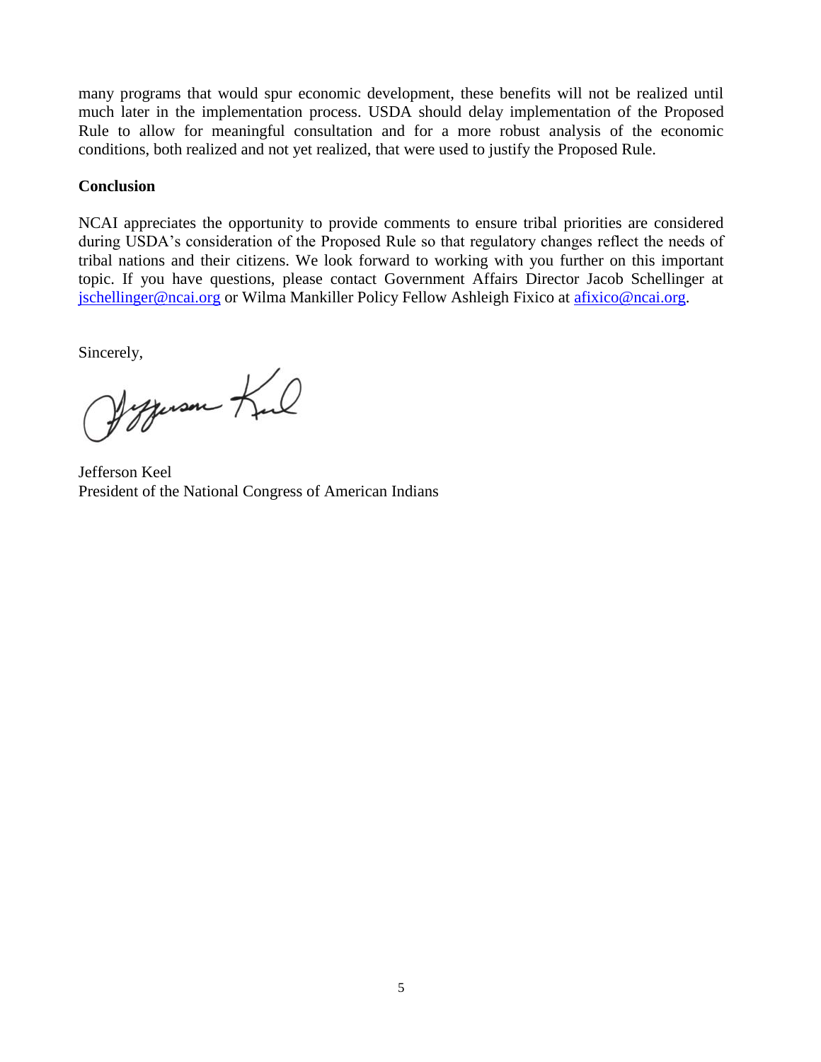many programs that would spur economic development, these benefits will not be realized until much later in the implementation process. USDA should delay implementation of the Proposed Rule to allow for meaningful consultation and for a more robust analysis of the economic conditions, both realized and not yet realized, that were used to justify the Proposed Rule.

**Conclusion**

NCAI appreciates the opportunity to provide comments to ensure tribal priorities are considered during USDA's consideration of the Proposed Rule so that regulatory changes reflect the needs of tribal nations and their citizens. We look forward to working with you further on this important topic. If you have questions, please contact Government Affairs Director Jacob Schellinger at [jschellinger@ncai.org](mailto:jschellinger@ncai.org) or Wilma Mankiller Policy Fellow Ashleigh Fixico at [afixico@ncai.org](mailto:afixico@ncai.org).

Sincerely,

Jefferson Keel
President of the National Congress of American Indians